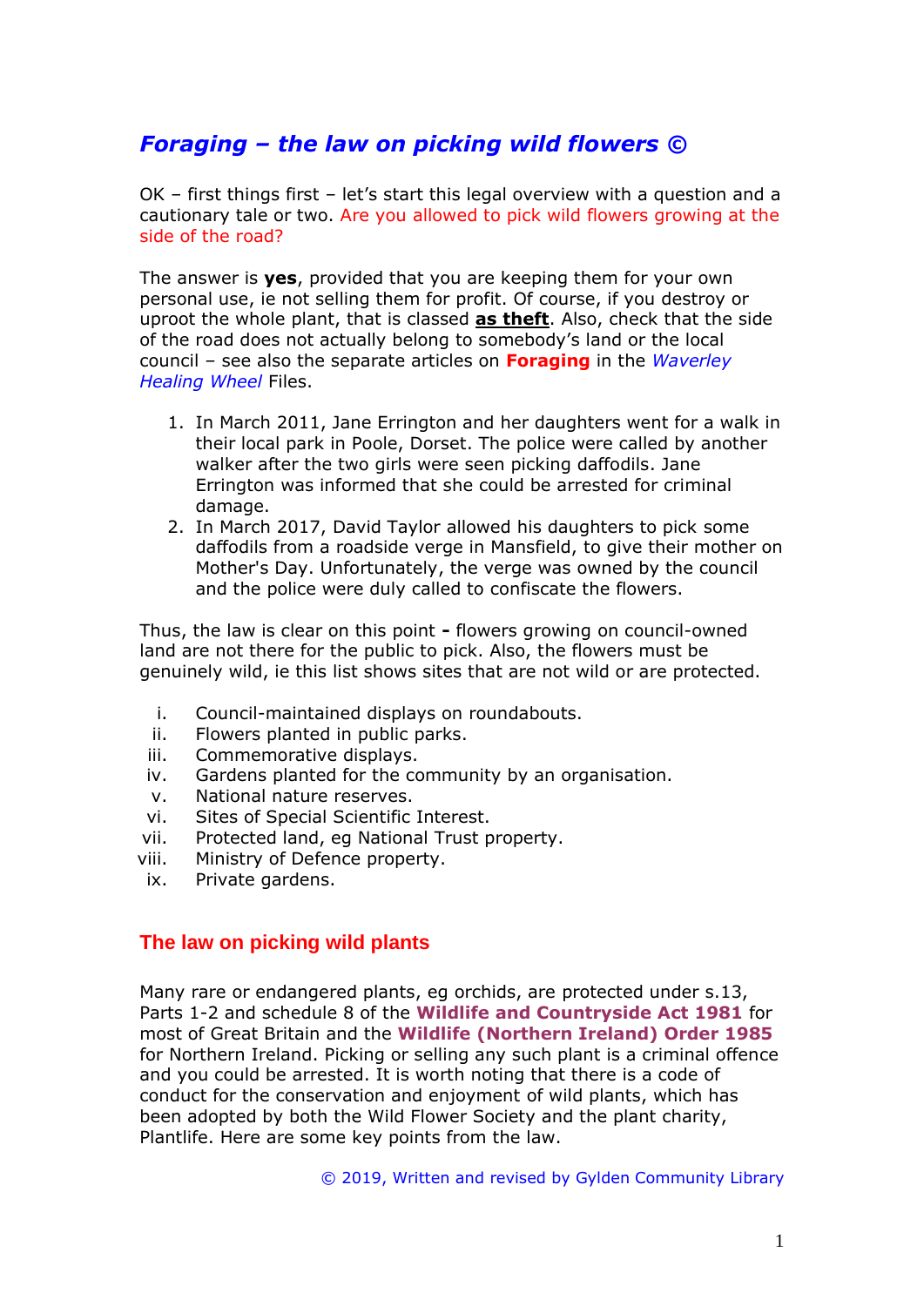# *Foraging – the law on picking wild flowers ©*

OK – first things first – let's start this legal overview with a question and a cautionary tale or two. Are you allowed to pick wild flowers growing at the side of the road?

The answer is **yes**, provided that you are keeping them for your own personal use, ie not selling them for profit. Of course, if you destroy or uproot the whole plant, that is classed **as theft**. Also, check that the side of the road does not actually belong to somebody's land or the local council – see also the separate articles on **Foraging** in the *Waverley Healing Wheel* Files.

1. In March 2011, Jane Errington and her daughters went for a walk in their local park in Poole, Dorset. The police were called by another walker after the two girls were seen picking daffodils. Jane Errington was informed that she could be arrested for criminal damage.
2. In March 2017, David Taylor allowed his daughters to pick some daffodils from a roadside verge in Mansfield, to give their mother on Mother's Day. Unfortunately, the verge was owned by the council and the police were duly called to confiscate the flowers.

Thus, the law is clear on this point **-** flowers growing on council-owned land are not there for the public to pick. Also, the flowers must be genuinely wild, ie this list shows sites that are not wild or are protected.

i. Council-maintained displays on roundabouts.
ii. Flowers planted in public parks.
iii. Commemorative displays.
iv. Gardens planted for the community by an organisation.
v. National nature reserves.
vi. Sites of Special Scientific Interest.
vii. Protected land, eg National Trust property.
viii. Ministry of Defence property.
ix. Private gardens.

## The law on picking wild plants

Many rare or endangered plants, eg orchids, are protected under s.13, Parts 1-2 and schedule 8 of the **Wildlife and Countryside Act 1981** for most of Great Britain and the **Wildlife (Northern Ireland) Order 1985** for Northern Ireland. Picking or selling any such plant is a criminal offence and you could be arrested. It is worth noting that there is a code of conduct for the conservation and enjoyment of wild plants, which has been adopted by both the Wild Flower Society and the plant charity, Plantlife. Here are some key points from the law.

© 2019, Written and revised by Gylden Community Library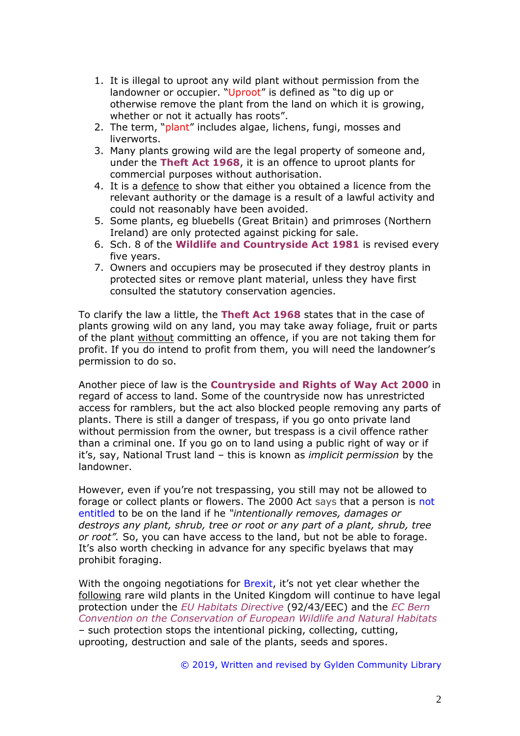1. It is illegal to uproot any wild plant without permission from the landowner or occupier. "Uproot" is defined as "to dig up or otherwise remove the plant from the land on which it is growing, whether or not it actually has roots".
2. The term, "plant" includes algae, lichens, fungi, mosses and liverworts.
3. Many plants growing wild are the legal property of someone and, under the **Theft Act 1968**, it is an offence to uproot plants for commercial purposes without authorisation.
4. It is a defence to show that either you obtained a licence from the relevant authority or the damage is a result of a lawful activity and could not reasonably have been avoided.
5. Some plants, eg bluebells (Great Britain) and primroses (Northern Ireland) are only protected against picking for sale.
6. Sch. 8 of the **Wildlife and Countryside Act 1981** is revised every five years.
7. Owners and occupiers may be prosecuted if they destroy plants in protected sites or remove plant material, unless they have first consulted the statutory conservation agencies.

To clarify the law a little, the **Theft Act 1968** states that in the case of plants growing wild on any land, you may take away foliage, fruit or parts of the plant without committing an offence, if you are not taking them for profit. If you do intend to profit from them, you will need the landowner's permission to do so.

Another piece of law is the **Countryside and Rights of Way Act 2000** in regard of access to land. Some of the countryside now has unrestricted access for ramblers, but the act also blocked people removing any parts of plants. There is still a danger of trespass, if you go onto private land without permission from the owner, but trespass is a civil offence rather than a criminal one. If you go on to land using a public right of way or if it's, say, National Trust land – this is known as *implicit permission* by the landowner.

However, even if you're not trespassing, you still may not be allowed to forage or collect plants or flowers. The 2000 Act says that a person is not entitled to be on the land if he *"intentionally removes, damages or destroys any plant, shrub, tree or root or any part of a plant, shrub, tree or root".* So, you can have access to the land, but not be able to forage. It's also worth checking in advance for any specific byelaws that may prohibit foraging.

With the ongoing negotiations for Brexit, it's not yet clear whether the following rare wild plants in the United Kingdom will continue to have legal protection under the *EU Habitats Directive* (92/43/EEC) and the *EC Bern Convention on the Conservation of European Wildlife and Natural Habitats* – such protection stops the intentional picking, collecting, cutting, uprooting, destruction and sale of the plants, seeds and spores.

© 2019, Written and revised by Gylden Community Library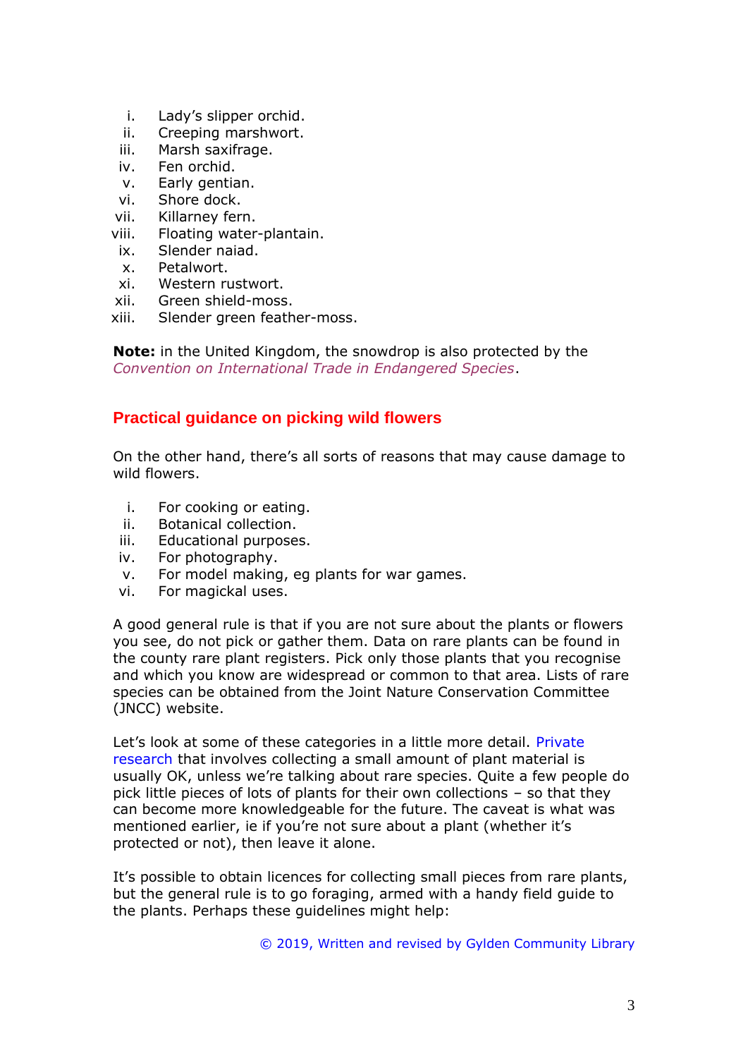i. Lady's slipper orchid.
ii. Creeping marshwort.
iii. Marsh saxifrage.
iv. Fen orchid.
v. Early gentian.
vi. Shore dock.
vii. Killarney fern.
viii. Floating water-plantain.
ix. Slender naiad.
x. Petalwort.
xi. Western rustwort.
xii. Green shield-moss.
xiii. Slender green feather-moss.

**Note:** in the United Kingdom, the snowdrop is also protected by the *Convention on International Trade in Endangered Species*.

## Practical guidance on picking wild flowers

On the other hand, there's all sorts of reasons that may cause damage to wild flowers.

i. For cooking or eating.
ii. Botanical collection.
iii. Educational purposes.
iv. For photography.
v. For model making, eg plants for war games.
vi. For magickal uses.

A good general rule is that if you are not sure about the plants or flowers you see, do not pick or gather them. Data on rare plants can be found in the county rare plant registers. Pick only those plants that you recognise and which you know are widespread or common to that area. Lists of rare species can be obtained from the Joint Nature Conservation Committee (JNCC) website.

Let's look at some of these categories in a little more detail. Private research that involves collecting a small amount of plant material is usually OK, unless we're talking about rare species. Quite a few people do pick little pieces of lots of plants for their own collections – so that they can become more knowledgeable for the future. The caveat is what was mentioned earlier, ie if you're not sure about a plant (whether it's protected or not), then leave it alone.

It's possible to obtain licences for collecting small pieces from rare plants, but the general rule is to go foraging, armed with a handy field guide to the plants. Perhaps these guidelines might help:

© 2019, Written and revised by Gylden Community Library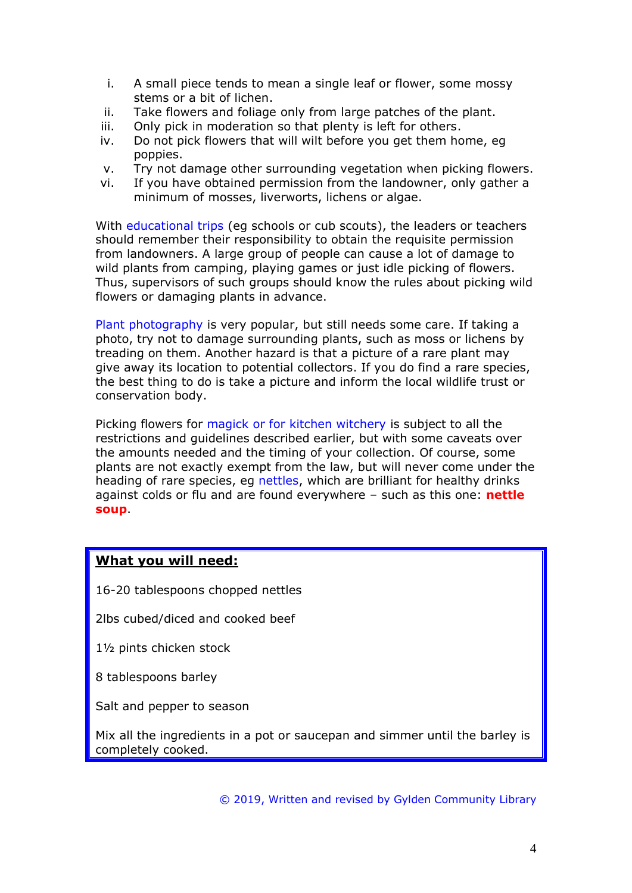i. A small piece tends to mean a single leaf or flower, some mossy stems or a bit of lichen.
ii. Take flowers and foliage only from large patches of the plant.
iii. Only pick in moderation so that plenty is left for others.
iv. Do not pick flowers that will wilt before you get them home, eg poppies.
v. Try not damage other surrounding vegetation when picking flowers.
vi. If you have obtained permission from the landowner, only gather a minimum of mosses, liverworts, lichens or algae.

With educational trips (eg schools or cub scouts), the leaders or teachers should remember their responsibility to obtain the requisite permission from landowners. A large group of people can cause a lot of damage to wild plants from camping, playing games or just idle picking of flowers. Thus, supervisors of such groups should know the rules about picking wild flowers or damaging plants in advance.

Plant photography is very popular, but still needs some care. If taking a photo, try not to damage surrounding plants, such as moss or lichens by treading on them. Another hazard is that a picture of a rare plant may give away its location to potential collectors. If you do find a rare species, the best thing to do is take a picture and inform the local wildlife trust or conservation body.

Picking flowers for magick or for kitchen witchery is subject to all the restrictions and guidelines described earlier, but with some caveats over the amounts needed and the timing of your collection. Of course, some plants are not exactly exempt from the law, but will never come under the heading of rare species, eg nettles, which are brilliant for healthy drinks against colds or flu and are found everywhere – such as this one: **nettle soup**.

**What you will need:**

16-20 tablespoons chopped nettles

2lbs cubed/diced and cooked beef

1½ pints chicken stock

8 tablespoons barley

Salt and pepper to season

Mix all the ingredients in a pot or saucepan and simmer until the barley is completely cooked.

© 2019, Written and revised by Gylden Community Library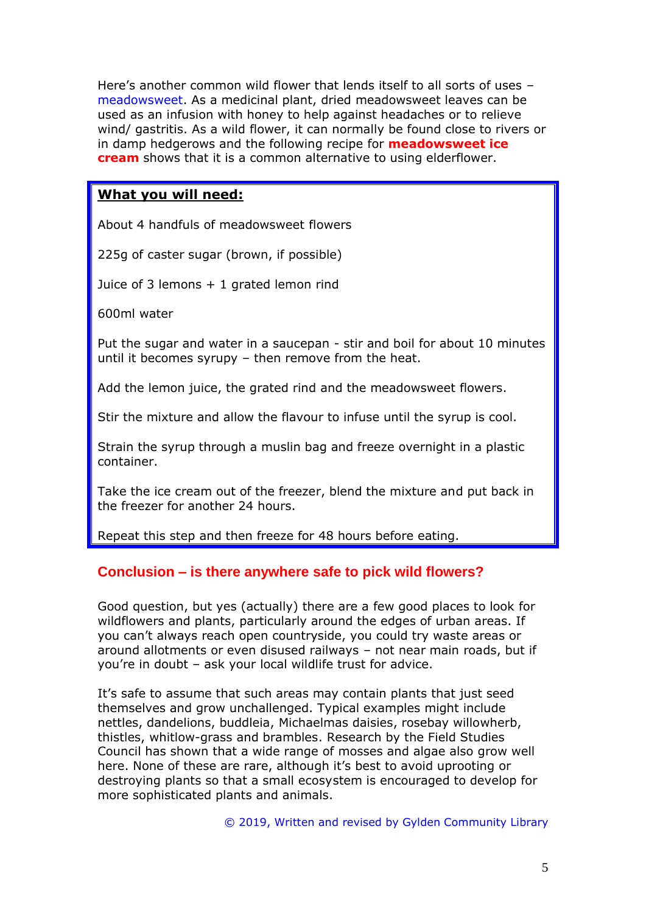Here's another common wild flower that lends itself to all sorts of uses – meadowsweet. As a medicinal plant, dried meadowsweet leaves can be used as an infusion with honey to help against headaches or to relieve wind/ gastritis. As a wild flower, it can normally be found close to rivers or in damp hedgerows and the following recipe for **meadowsweet ice cream** shows that it is a common alternative to using elderflower.

**What you will need:**

About 4 handfuls of meadowsweet flowers

225g of caster sugar (brown, if possible)

Juice of 3 lemons + 1 grated lemon rind

600ml water

Put the sugar and water in a saucepan - stir and boil for about 10 minutes until it becomes syrupy – then remove from the heat.

Add the lemon juice, the grated rind and the meadowsweet flowers.

Stir the mixture and allow the flavour to infuse until the syrup is cool.

Strain the syrup through a muslin bag and freeze overnight in a plastic container.

Take the ice cream out of the freezer, blend the mixture and put back in the freezer for another 24 hours.

Repeat this step and then freeze for 48 hours before eating.

## Conclusion – is there anywhere safe to pick wild flowers?

Good question, but yes (actually) there are a few good places to look for wildflowers and plants, particularly around the edges of urban areas. If you can't always reach open countryside, you could try waste areas or around allotments or even disused railways – not near main roads, but if you're in doubt – ask your local wildlife trust for advice.

It's safe to assume that such areas may contain plants that just seed themselves and grow unchallenged. Typical examples might include nettles, dandelions, buddleia, Michaelmas daisies, rosebay willowherb, thistles, whitlow-grass and brambles. Research by the Field Studies Council has shown that a wide range of mosses and algae also grow well here. None of these are rare, although it's best to avoid uprooting or destroying plants so that a small ecosystem is encouraged to develop for more sophisticated plants and animals.

© 2019, Written and revised by Gylden Community Library